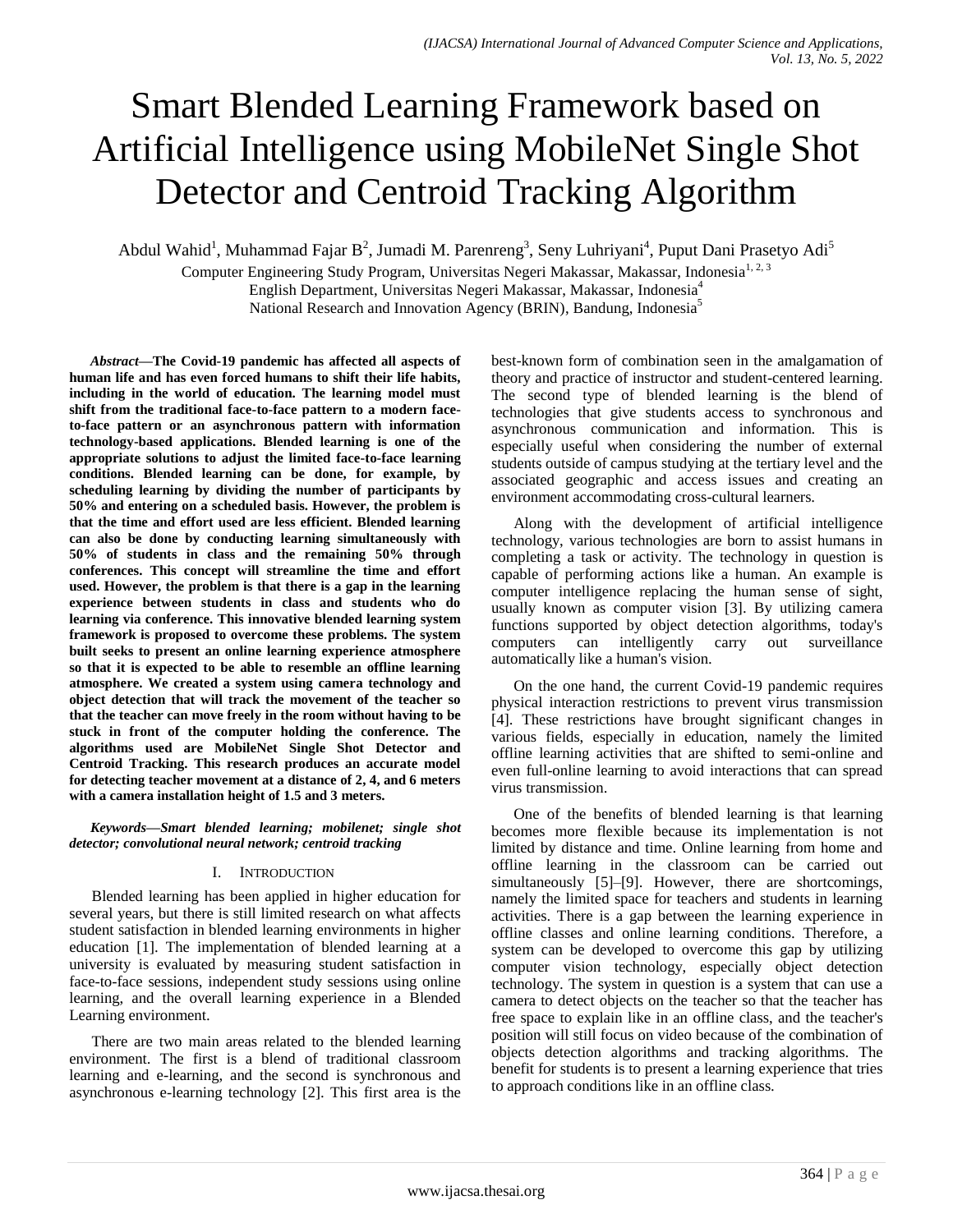# Smart Blended Learning Framework based on Artificial Intelligence using MobileNet Single Shot Detector and Centroid Tracking Algorithm

Abdul Wahid[1], Muhammad Fajar B[2], Jumadi M. Parenreng[3], Seny Luhriyani[4], Puput Dani Prasetyo Adi[5]

Computer Engineering Study Program, Universitas Negeri Makassar, Makassar, Indonesia[1, 2, 3]
English Department, Universitas Negeri Makassar, Makassar, Indonesia[4]
National Research and Innovation Agency (BRIN), Bandung, Indonesia[5]

***Abstract*—The Covid-19 pandemic has affected all aspects of human life and has even forced humans to shift their life habits, including in the world of education. The learning model must shift from the traditional face-to-face pattern to a modern face-to-face pattern or an asynchronous pattern with information technology-based applications. Blended learning is one of the appropriate solutions to adjust the limited face-to-face learning conditions. Blended learning can be done, for example, by scheduling learning by dividing the number of participants by 50% and entering on a scheduled basis. However, the problem is that the time and effort used are less efficient. Blended learning can also be done by conducting learning simultaneously with 50% of students in class and the remaining 50% through conferences. This concept will streamline the time and effort used. However, the problem is that there is a gap in the learning experience between students in class and students who do learning via conference. This innovative blended learning system framework is proposed to overcome these problems. The system built seeks to present an online learning experience atmosphere so that it is expected to be able to resemble an offline learning atmosphere. We created a system using camera technology and object detection that will track the movement of the teacher so that the teacher can move freely in the room without having to be stuck in front of the computer holding the conference. The algorithms used are MobileNet Single Shot Detector and Centroid Tracking. This research produces an accurate model for detecting teacher movement at a distance of 2, 4, and 6 meters with a camera installation height of 1.5 and 3 meters.**

***Keywords*—*Smart blended learning; mobilenet; single shot detector; convolutional neural network; centroid tracking***

## I. Introduction

Blended learning has been applied in higher education for several years, but there is still limited research on what affects student satisfaction in blended learning environments in higher education [1]. The implementation of blended learning at a university is evaluated by measuring student satisfaction in face-to-face sessions, independent study sessions using online learning, and the overall learning experience in a Blended Learning environment.

There are two main areas related to the blended learning environment. The first is a blend of traditional classroom learning and e-learning, and the second is synchronous and asynchronous e-learning technology [2]. This first area is the best-known form of combination seen in the amalgamation of theory and practice of instructor and student-centered learning. The second type of blended learning is the blend of technologies that give students access to synchronous and asynchronous communication and information. This is especially useful when considering the number of external students outside of campus studying at the tertiary level and the associated geographic and access issues and creating an environment accommodating cross-cultural learners.

Along with the development of artificial intelligence technology, various technologies are born to assist humans in completing a task or activity. The technology in question is capable of performing actions like a human. An example is computer intelligence replacing the human sense of sight, usually known as computer vision [3]. By utilizing camera functions supported by object detection algorithms, today's computers can intelligently carry out surveillance automatically like a human's vision.

On the one hand, the current Covid-19 pandemic requires physical interaction restrictions to prevent virus transmission [4]. These restrictions have brought significant changes in various fields, especially in education, namely the limited offline learning activities that are shifted to semi-online and even full-online learning to avoid interactions that can spread virus transmission.

One of the benefits of blended learning is that learning becomes more flexible because its implementation is not limited by distance and time. Online learning from home and offline learning in the classroom can be carried out simultaneously [5]–[9]. However, there are shortcomings, namely the limited space for teachers and students in learning activities. There is a gap between the learning experience in offline classes and online learning conditions. Therefore, a system can be developed to overcome this gap by utilizing computer vision technology, especially object detection technology. The system in question is a system that can use a camera to detect objects on the teacher so that the teacher has free space to explain like in an offline class, and the teacher's position will still focus on video because of the combination of objects detection algorithms and tracking algorithms. The benefit for students is to present a learning experience that tries to approach conditions like in an offline class.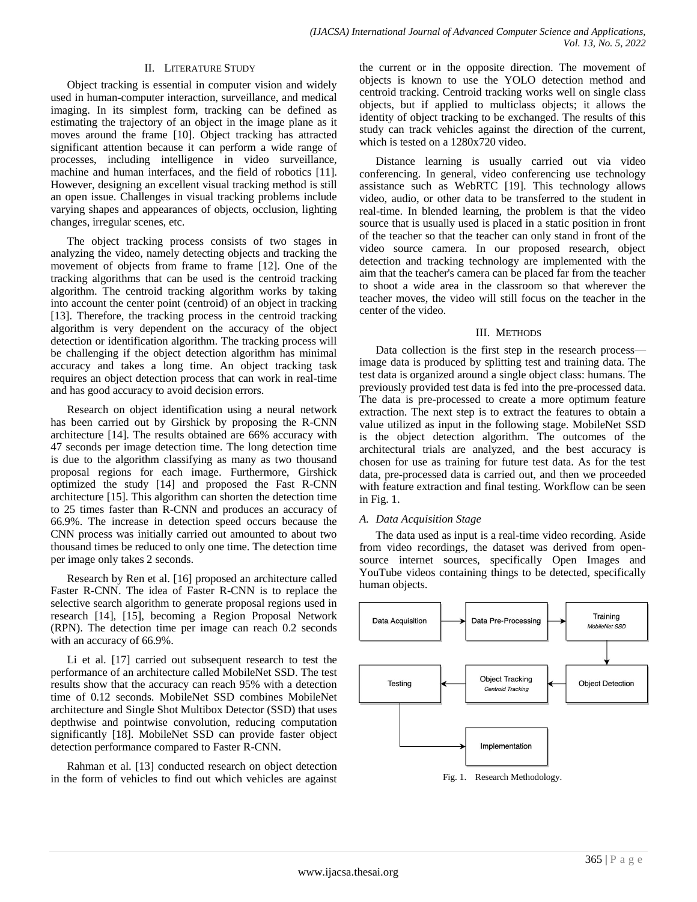## II. Literature Study

Object tracking is essential in computer vision and widely used in human-computer interaction, surveillance, and medical imaging. In its simplest form, tracking can be defined as estimating the trajectory of an object in the image plane as it moves around the frame [10]. Object tracking has attracted significant attention because it can perform a wide range of processes, including intelligence in video surveillance, machine and human interfaces, and the field of robotics [11]. However, designing an excellent visual tracking method is still an open issue. Challenges in visual tracking problems include varying shapes and appearances of objects, occlusion, lighting changes, irregular scenes, etc.

The object tracking process consists of two stages in analyzing the video, namely detecting objects and tracking the movement of objects from frame to frame [12]. One of the tracking algorithms that can be used is the centroid tracking algorithm. The centroid tracking algorithm works by taking into account the center point (centroid) of an object in tracking [13]. Therefore, the tracking process in the centroid tracking algorithm is very dependent on the accuracy of the object detection or identification algorithm. The tracking process will be challenging if the object detection algorithm has minimal accuracy and takes a long time. An object tracking task requires an object detection process that can work in real-time and has good accuracy to avoid decision errors.

Research on object identification using a neural network has been carried out by Girshick by proposing the R-CNN architecture [14]. The results obtained are 66% accuracy with 47 seconds per image detection time. The long detection time is due to the algorithm classifying as many as two thousand proposal regions for each image. Furthermore, Girshick optimized the study [14] and proposed the Fast R-CNN architecture [15]. This algorithm can shorten the detection time to 25 times faster than R-CNN and produces an accuracy of 66.9%. The increase in detection speed occurs because the CNN process was initially carried out amounted to about two thousand times be reduced to only one time. The detection time per image only takes 2 seconds.

Research by Ren et al. [16] proposed an architecture called Faster R-CNN. The idea of Faster R-CNN is to replace the selective search algorithm to generate proposal regions used in research [14], [15], becoming a Region Proposal Network (RPN). The detection time per image can reach 0.2 seconds with an accuracy of 66.9%.

Li et al. [17] carried out subsequent research to test the performance of an architecture called MobileNet SSD. The test results show that the accuracy can reach 95% with a detection time of 0.12 seconds. MobileNet SSD combines MobileNet architecture and Single Shot Multibox Detector (SSD) that uses depthwise and pointwise convolution, reducing computation significantly [18]. MobileNet SSD can provide faster object detection performance compared to Faster R-CNN.

Rahman et al. [13] conducted research on object detection in the form of vehicles to find out which vehicles are against the current or in the opposite direction. The movement of objects is known to use the YOLO detection method and centroid tracking. Centroid tracking works well on single class objects, but if applied to multiclass objects; it allows the identity of object tracking to be exchanged. The results of this study can track vehicles against the direction of the current, which is tested on a 1280x720 video.

Distance learning is usually carried out via video conferencing. In general, video conferencing use technology assistance such as WebRTC [19]. This technology allows video, audio, or other data to be transferred to the student in real-time. In blended learning, the problem is that the video source that is usually used is placed in a static position in front of the teacher so that the teacher can only stand in front of the video source camera. In our proposed research, object detection and tracking technology are implemented with the aim that the teacher's camera can be placed far from the teacher to shoot a wide area in the classroom so that wherever the teacher moves, the video will still focus on the teacher in the center of the video.

## III. Methods

Data collection is the first step in the research process—image data is produced by splitting test and training data. The test data is organized around a single object class: humans. The previously provided test data is fed into the pre-processed data. The data is pre-processed to create a more optimum feature extraction. The next step is to extract the features to obtain a value utilized as input in the following stage. MobileNet SSD is the object detection algorithm. The outcomes of the architectural trials are analyzed, and the best accuracy is chosen for use as training for future test data. As for the test data, pre-processed data is carried out, and then we proceeded with feature extraction and final testing. Workflow can be seen in Fig. 1.

### A. Data Acquisition Stage

The data used as input is a real-time video recording. Aside from video recordings, the dataset was derived from open-source internet sources, specifically Open Images and YouTube videos containing things to be detected, specifically human objects.

Data Acquisition → Data Pre-Processing → Training *MobileNet SSD* → Object Detection → Object Tracking *Centroid Tracking* → Testing → Implementation

Fig. 1. Research Methodology.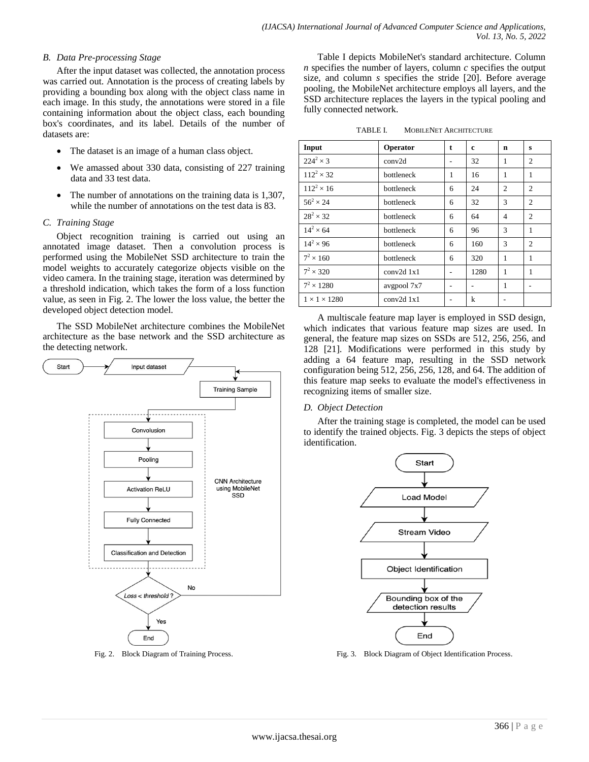### B. Data Pre-processing Stage

After the input dataset was collected, the annotation process was carried out. Annotation is the process of creating labels by providing a bounding box along with the object class name in each image. In this study, the annotations were stored in a file containing information about the object class, each bounding box's coordinates, and its label. Details of the number of datasets are:

- The dataset is an image of a human class object.
- We amassed about 330 data, consisting of 227 training data and 33 test data.
- The number of annotations on the training data is 1,307, while the number of annotations on the test data is 83.

### C. Training Stage

Object recognition training is carried out using an annotated image dataset. Then a convolution process is performed using the MobileNet SSD architecture to train the model weights to accurately categorize objects visible on the video camera. In the training stage, iteration was determined by a threshold indication, which takes the form of a loss function value, as seen in Fig. 2. The lower the loss value, the better the developed object detection model.

The SSD MobileNet architecture combines the MobileNet architecture as the base network and the SSD architecture as the detecting network.

Fig. 2. Block Diagram of Training Process.

Table I depicts MobileNet's standard architecture. Column *n* specifies the number of layers, column *c* specifies the output size, and column *s* specifies the stride [20]. Before average pooling, the MobileNet architecture employs all layers, and the SSD architecture replaces the layers in the typical pooling and fully connected network.

TABLE I. MOBILENET ARCHITECTURE

| Input | Operator | t | c | n | s |
|---|---|---|---|---|---|
| $224^2 \times 3$ | conv2d | - | 32 | 1 | 2 |
| $112^2 \times 32$ | bottleneck | 1 | 16 | 1 | 1 |
| $112^2 \times 16$ | bottleneck | 6 | 24 | 2 | 2 |
| $56^2 \times 24$ | bottleneck | 6 | 32 | 3 | 2 |
| $28^2 \times 32$ | bottleneck | 6 | 64 | 4 | 2 |
| $14^2 \times 64$ | bottleneck | 6 | 96 | 3 | 1 |
| $14^2 \times 96$ | bottleneck | 6 | 160 | 3 | 2 |
| $7^2 \times 160$ | bottleneck | 6 | 320 | 1 | 1 |
| $7^2 \times 320$ | conv2d 1x1 | - | 1280 | 1 | 1 |
| $7^2 \times 1280$ | avgpool 7x7 | - | - | 1 | - |
| $1 \times 1 \times 1280$ | conv2d 1x1 | - | k | - | |

A multiscale feature map layer is employed in SSD design, which indicates that various feature map sizes are used. In general, the feature map sizes on SSDs are 512, 256, 256, and 128 [21]. Modifications were performed in this study by adding a 64 feature map, resulting in the SSD network configuration being 512, 256, 256, 128, and 64. The addition of this feature map seeks to evaluate the model's effectiveness in recognizing items of smaller size.

### D. Object Detection

After the training stage is completed, the model can be used to identify the trained objects. Fig. 3 depicts the steps of object identification.

Fig. 3. Block Diagram of Object Identification Process.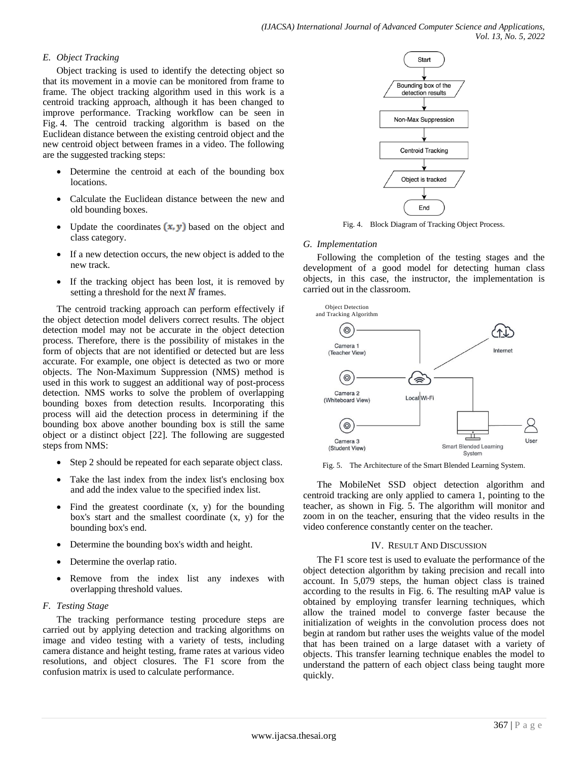### E. Object Tracking

Object tracking is used to identify the detecting object so that its movement in a movie can be monitored from frame to frame. The object tracking algorithm used in this work is a centroid tracking approach, although it has been changed to improve performance. Tracking workflow can be seen in Fig. 4. The centroid tracking algorithm is based on the Euclidean distance between the existing centroid object and the new centroid object between frames in a video. The following are the suggested tracking steps:

- Determine the centroid at each of the bounding box locations.
- Calculate the Euclidean distance between the new and old bounding boxes.
- Update the coordinates $(x, y)$ based on the object and class category.
- If a new detection occurs, the new object is added to the new track.
- If the tracking object has been lost, it is removed by setting a threshold for the next $N$ frames.

The centroid tracking approach can perform effectively if the object detection model delivers correct results. The object detection model may not be accurate in the object detection process. Therefore, there is the possibility of mistakes in the form of objects that are not identified or detected but are less accurate. For example, one object is detected as two or more objects. The Non-Maximum Suppression (NMS) method is used in this work to suggest an additional way of post-process detection. NMS works to solve the problem of overlapping bounding boxes from detection results. Incorporating this process will aid the detection process in determining if the bounding box above another bounding box is still the same object or a distinct object [22]. The following are suggested steps from NMS:

- Step 2 should be repeated for each separate object class.
- Take the last index from the index list's enclosing box and add the index value to the specified index list.
- Find the greatest coordinate (x, y) for the bounding box's start and the smallest coordinate (x, y) for the bounding box's end.
- Determine the bounding box's width and height.
- Determine the overlap ratio.
- Remove from the index list any indexes with overlapping threshold values.

### F. Testing Stage

The tracking performance testing procedure steps are carried out by applying detection and tracking algorithms on image and video testing with a variety of tests, including camera distance and height testing, frame rates at various video resolutions, and object closures. The F1 score from the confusion matrix is used to calculate performance.

Start → Bounding box of the detection results → Non-Max Suppression → Centroid Tracking → Object is tracked → End

Fig. 4. Block Diagram of Tracking Object Process.

### G. Implementation

Following the completion of the testing stages and the development of a good model for detecting human class objects, in this case, the instructor, the implementation is carried out in the classroom.

Object Detection and Tracking Algorithm; Camera 1 (Teacher View); Camera 2 (Whiteboard View); Camera 3 (Student View); Local Wi-Fi; Internet; Smart Blended Learning System; User

Fig. 5. The Architecture of the Smart Blended Learning System.

The MobileNet SSD object detection algorithm and centroid tracking are only applied to camera 1, pointing to the teacher, as shown in Fig. 5. The algorithm will monitor and zoom in on the teacher, ensuring that the video results in the video conference constantly center on the teacher.

## IV. Result And Discussion

The F1 score test is used to evaluate the performance of the object detection algorithm by taking precision and recall into account. In 5,079 steps, the human object class is trained according to the results in Fig. 6. The resulting mAP value is obtained by employing transfer learning techniques, which allow the trained model to converge faster because the initialization of weights in the convolution process does not begin at random but rather uses the weights value of the model that has been trained on a large dataset with a variety of objects. This transfer learning technique enables the model to understand the pattern of each object class being taught more quickly.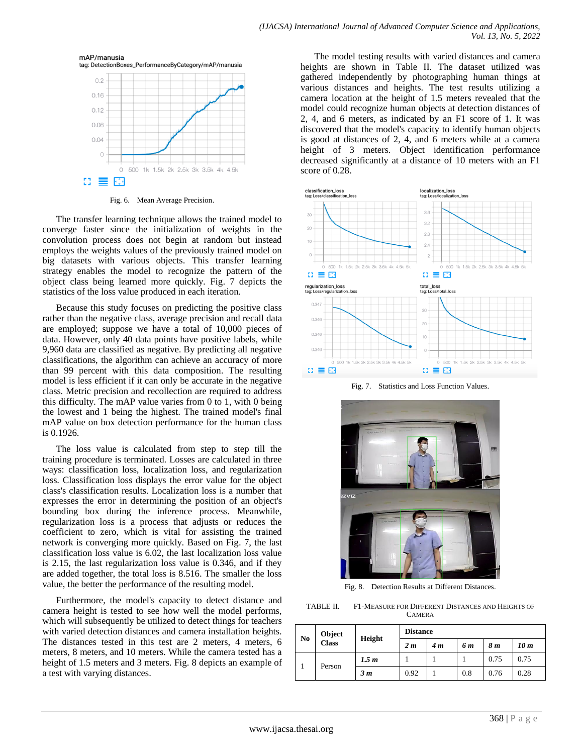Fig. 6. Mean Average Precision.

The transfer learning technique allows the trained model to converge faster since the initialization of weights in the convolution process does not begin at random but instead employs the weights values of the previously trained model on big datasets with various objects. This transfer learning strategy enables the model to recognize the pattern of the object class being learned more quickly. Fig. 7 depicts the statistics of the loss value produced in each iteration.

Because this study focuses on predicting the positive class rather than the negative class, average precision and recall data are employed; suppose we have a total of 10,000 pieces of data. However, only 40 data points have positive labels, while 9,960 data are classified as negative. By predicting all negative classifications, the algorithm can achieve an accuracy of more than 99 percent with this data composition. The resulting model is less efficient if it can only be accurate in the negative class. Metric precision and recollection are required to address this difficulty. The mAP value varies from 0 to 1, with 0 being the lowest and 1 being the highest. The trained model's final mAP value on box detection performance for the human class is 0.1926.

The loss value is calculated from step to step till the training procedure is terminated. Losses are calculated in three ways: classification loss, localization loss, and regularization loss. Classification loss displays the error value for the object class's classification results. Localization loss is a number that expresses the error in determining the position of an object's bounding box during the inference process. Meanwhile, regularization loss is a process that adjusts or reduces the coefficient to zero, which is vital for assisting the trained network is converging more quickly. Based on Fig. 7, the last classification loss value is 6.02, the last localization loss value is 2.15, the last regularization loss value is 0.346, and if they are added together, the total loss is 8.516. The smaller the loss value, the better the performance of the resulting model.

Furthermore, the model's capacity to detect distance and camera height is tested to see how well the model performs, which will subsequently be utilized to detect things for teachers with varied detection distances and camera installation heights. The distances tested in this test are 2 meters, 4 meters, 6 meters, 8 meters, and 10 meters. While the camera tested has a height of 1.5 meters and 3 meters. Fig. 8 depicts an example of a test with varying distances.

The model testing results with varied distances and camera heights are shown in Table II. The dataset utilized was gathered independently by photographing human things at various distances and heights. The test results utilizing a camera location at the height of 1.5 meters revealed that the model could recognize human objects at detection distances of 2, 4, and 6 meters, as indicated by an F1 score of 1. It was discovered that the model's capacity to identify human objects is good at distances of 2, 4, and 6 meters while at a camera height of 3 meters. Object identification performance decreased significantly at a distance of 10 meters with an F1 score of 0.28.

Fig. 7. Statistics and Loss Function Values.

Fig. 8. Detection Results at Different Distances.

TABLE II. F1-MEASURE FOR DIFFERENT DISTANCES AND HEIGHTS OF CAMERA

| No | Object Class | Height | Distance | | | | |
|---|---|---|---|---|---|---|---|
| | | | *2 m* | *4 m* | *6 m* | *8 m* | *10 m* |
| 1 | Person | *1.5 m* | 1 | 1 | 1 | 0.75 | 0.75 |
| | | *3 m* | 0.92 | 1 | 0.8 | 0.76 | 0.28 |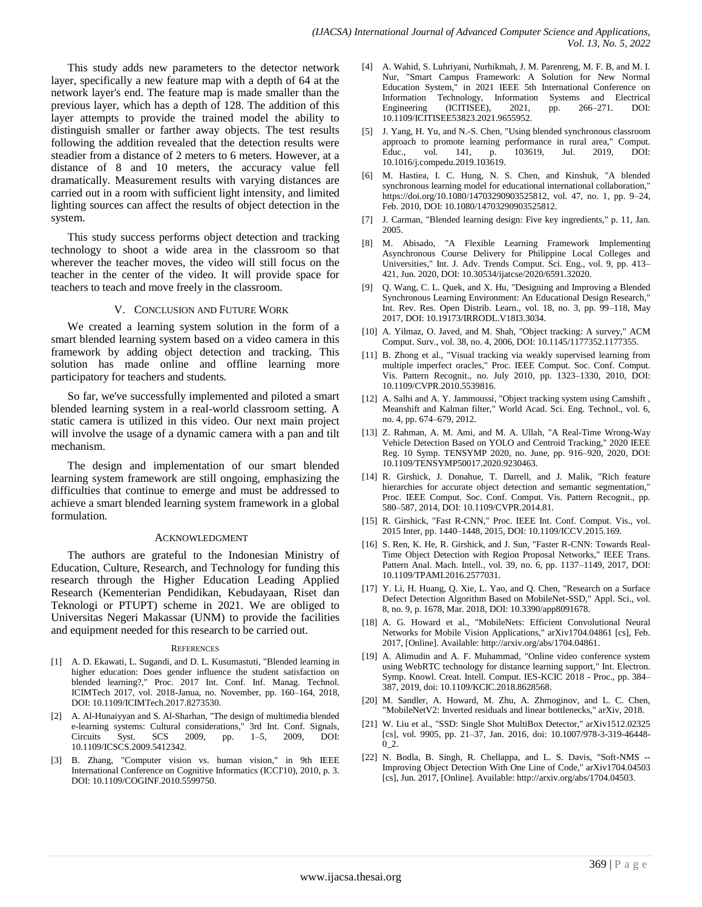This study adds new parameters to the detector network layer, specifically a new feature map with a depth of 64 at the network layer's end. The feature map is made smaller than the previous layer, which has a depth of 128. The addition of this layer attempts to provide the trained model the ability to distinguish smaller or farther away objects. The test results following the addition revealed that the detection results were steadier from a distance of 2 meters to 6 meters. However, at a distance of 8 and 10 meters, the accuracy value fell dramatically. Measurement results with varying distances are carried out in a room with sufficient light intensity, and limited lighting sources can affect the results of object detection in the system.

This study success performs object detection and tracking technology to shoot a wide area in the classroom so that wherever the teacher moves, the video will still focus on the teacher in the center of the video. It will provide space for teachers to teach and move freely in the classroom.

## V. Conclusion and Future Work

We created a learning system solution in the form of a smart blended learning system based on a video camera in this framework by adding object detection and tracking. This solution has made online and offline learning more participatory for teachers and students.

So far, we've successfully implemented and piloted a smart blended learning system in a real-world classroom setting. A static camera is utilized in this video. Our next main project will involve the usage of a dynamic camera with a pan and tilt mechanism.

The design and implementation of our smart blended learning system framework are still ongoing, emphasizing the difficulties that continue to emerge and must be addressed to achieve a smart blended learning system framework in a global formulation.

## Acknowledgment

The authors are grateful to the Indonesian Ministry of Education, Culture, Research, and Technology for funding this research through the Higher Education Leading Applied Research (Kementerian Pendidikan, Kebudayaan, Riset dan Teknologi or PTUPT) scheme in 2021. We are obliged to Universitas Negeri Makassar (UNM) to provide the facilities and equipment needed for this research to be carried out.

## References

[1] A. D. Ekawati, L. Sugandi, and D. L. Kusumastuti, "Blended learning in higher education: Does gender influence the student satisfaction on blended learning?," Proc. 2017 Int. Conf. Inf. Manag. Technol. ICIMTech 2017, vol. 2018-Janua, no. November, pp. 160–164, 2018, DOI: 10.1109/ICIMTech.2017.8273530.

[2] A. Al-Hunaiyyan and S. Al-Sharhan, "The design of multimedia blended e-learning systems: Cultural considerations," 3rd Int. Conf. Signals, Circuits Syst. SCS 2009, pp. 1–5, 2009, DOI: 10.1109/ICSCS.2009.5412342.

[3] B. Zhang, "Computer vision vs. human vision," in 9th IEEE International Conference on Cognitive Informatics (ICCI'10), 2010, p. 3. DOI: 10.1109/COGINF.2010.5599750.

[4] A. Wahid, S. Luhriyani, Nurhikmah, J. M. Parenreng, M. F. B, and M. I. Nur, "Smart Campus Framework: A Solution for New Normal Education System," in 2021 IEEE 5th International Conference on Information Technology, Information Systems and Electrical Engineering (ICITISEE), 2021, pp. 266–271. DOI: 10.1109/ICITISEE53823.2021.9655952.

[5] J. Yang, H. Yu, and N.-S. Chen, "Using blended synchronous classroom approach to promote learning performance in rural area," Comput. Educ., vol. 141, p. 103619, Jul. 2019, DOI: 10.1016/j.compedu.2019.103619.

[6] M. Hastiea, I. C. Hung, N. S. Chen, and Kinshuk, "A blended synchronous learning model for educational international collaboration," https://doi.org/10.1080/14703290903525812, vol. 47, no. 1, pp. 9–24, Feb. 2010, DOI: 10.1080/14703290903525812.

[7] J. Carman, "Blended learning design: Five key ingredients," p. 11, Jan. 2005.

[8] M. Abisado, "A Flexible Learning Framework Implementing Asynchronous Course Delivery for Philippine Local Colleges and Universities," Int. J. Adv. Trends Comput. Sci. Eng., vol. 9, pp. 413–421, Jun. 2020, DOI: 10.30534/ijatcse/2020/6591.32020.

[9] Q. Wang, C. L. Quek, and X. Hu, "Designing and Improving a Blended Synchronous Learning Environment: An Educational Design Research," Int. Rev. Res. Open Distrib. Learn., vol. 18, no. 3, pp. 99–118, May 2017, DOI: 10.19173/IRRODL.V18I3.3034.

[10] A. Yilmaz, O. Javed, and M. Shah, "Object tracking: A survey," ACM Comput. Surv., vol. 38, no. 4, 2006, DOI: 10.1145/1177352.1177355.

[11] B. Zhong et al., "Visual tracking via weakly supervised learning from multiple imperfect oracles," Proc. IEEE Comput. Soc. Conf. Comput. Vis. Pattern Recognit., no. July 2010, pp. 1323–1330, 2010, DOI: 10.1109/CVPR.2010.5539816.

[12] A. Salhi and A. Y. Jammoussi, "Object tracking system using Camshift , Meanshift and Kalman filter," World Acad. Sci. Eng. Technol., vol. 6, no. 4, pp. 674–679, 2012.

[13] Z. Rahman, A. M. Ami, and M. A. Ullah, "A Real-Time Wrong-Way Vehicle Detection Based on YOLO and Centroid Tracking," 2020 IEEE Reg. 10 Symp. TENSYMP 2020, no. June, pp. 916–920, 2020, DOI: 10.1109/TENSYMP50017.2020.9230463.

[14] R. Girshick, J. Donahue, T. Darrell, and J. Malik, "Rich feature hierarchies for accurate object detection and semantic segmentation," Proc. IEEE Comput. Soc. Conf. Comput. Vis. Pattern Recognit., pp. 580–587, 2014, DOI: 10.1109/CVPR.2014.81.

[15] R. Girshick, "Fast R-CNN," Proc. IEEE Int. Conf. Comput. Vis., vol. 2015 Inter, pp. 1440–1448, 2015, DOI: 10.1109/ICCV.2015.169.

[16] S. Ren, K. He, R. Girshick, and J. Sun, "Faster R-CNN: Towards Real-Time Object Detection with Region Proposal Networks," IEEE Trans. Pattern Anal. Mach. Intell., vol. 39, no. 6, pp. 1137–1149, 2017, DOI: 10.1109/TPAMI.2016.2577031.

[17] Y. Li, H. Huang, Q. Xie, L. Yao, and Q. Chen, "Research on a Surface Defect Detection Algorithm Based on MobileNet-SSD," Appl. Sci., vol. 8, no. 9, p. 1678, Mar. 2018, DOI: 10.3390/app8091678.

[18] A. G. Howard et al., "MobileNets: Efficient Convolutional Neural Networks for Mobile Vision Applications," arXiv1704.04861 [cs], Feb. 2017, [Online]. Available: http://arxiv.org/abs/1704.04861.

[19] A. Alimudin and A. F. Muhammad, "Online video conference system using WebRTC technology for distance learning support," Int. Electron. Symp. Knowl. Creat. Intell. Comput. IES-KCIC 2018 - Proc., pp. 384–387, 2019, doi: 10.1109/KCIC.2018.8628568.

[20] M. Sandler, A. Howard, M. Zhu, A. Zhmoginov, and L. C. Chen, "MobileNetV2: Inverted residuals and linear bottlenecks," arXiv, 2018.

[21] W. Liu et al., "SSD: Single Shot MultiBox Detector," arXiv1512.02325 [cs], vol. 9905, pp. 21–37, Jan. 2016, doi: 10.1007/978-3-319-46448-0_2.

[22] N. Bodla, B. Singh, R. Chellappa, and L. S. Davis, "Soft-NMS -- Improving Object Detection With One Line of Code," arXiv1704.04503 [cs], Jun. 2017, [Online]. Available: http://arxiv.org/abs/1704.04503.